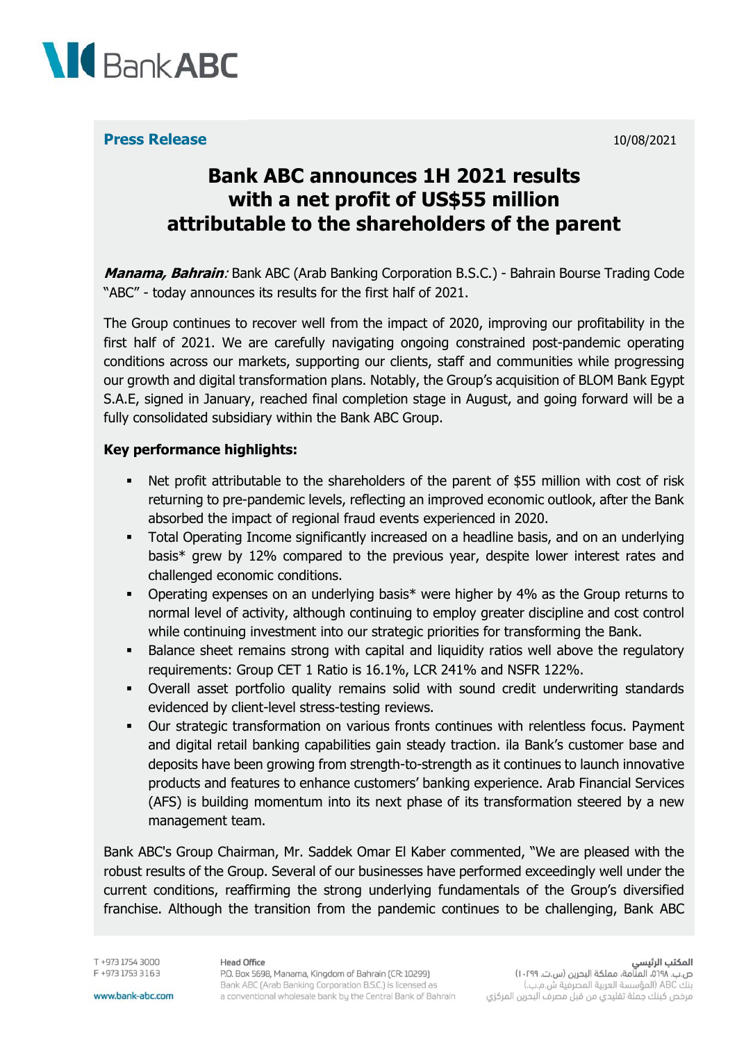**Press Release** 10/08/2021

# Bank ABC announces 1H 2021 results with a net profit of US$55 million attributable to the shareholders of the parent

***Manama, Bahrain**:* Bank ABC (Arab Banking Corporation B.S.C.) - Bahrain Bourse Trading Code "ABC" - today announces its results for the first half of 2021.

The Group continues to recover well from the impact of 2020, improving our profitability in the first half of 2021. We are carefully navigating ongoing constrained post-pandemic operating conditions across our markets, supporting our clients, staff and communities while progressing our growth and digital transformation plans. Notably, the Group's acquisition of BLOM Bank Egypt S.A.E, signed in January, reached final completion stage in August, and going forward will be a fully consolidated subsidiary within the Bank ABC Group.

**Key performance highlights:**

- Net profit attributable to the shareholders of the parent of $55 million with cost of risk returning to pre-pandemic levels, reflecting an improved economic outlook, after the Bank absorbed the impact of regional fraud events experienced in 2020.
- Total Operating Income significantly increased on a headline basis, and on an underlying basis* grew by 12% compared to the previous year, despite lower interest rates and challenged economic conditions.
- Operating expenses on an underlying basis* were higher by 4% as the Group returns to normal level of activity, although continuing to employ greater discipline and cost control while continuing investment into our strategic priorities for transforming the Bank.
- Balance sheet remains strong with capital and liquidity ratios well above the regulatory requirements: Group CET 1 Ratio is 16.1%, LCR 241% and NSFR 122%.
- Overall asset portfolio quality remains solid with sound credit underwriting standards evidenced by client-level stress-testing reviews.
- Our strategic transformation on various fronts continues with relentless focus. Payment and digital retail banking capabilities gain steady traction. ila Bank's customer base and deposits have been growing from strength-to-strength as it continues to launch innovative products and features to enhance customers' banking experience. Arab Financial Services (AFS) is building momentum into its next phase of its transformation steered by a new management team.

Bank ABC's Group Chairman, Mr. Saddek Omar El Kaber commented, "We are pleased with the robust results of the Group. Several of our businesses have performed exceedingly well under the current conditions, reaffirming the strong underlying fundamentals of the Group's diversified franchise. Although the transition from the pandemic continues to be challenging, Bank ABC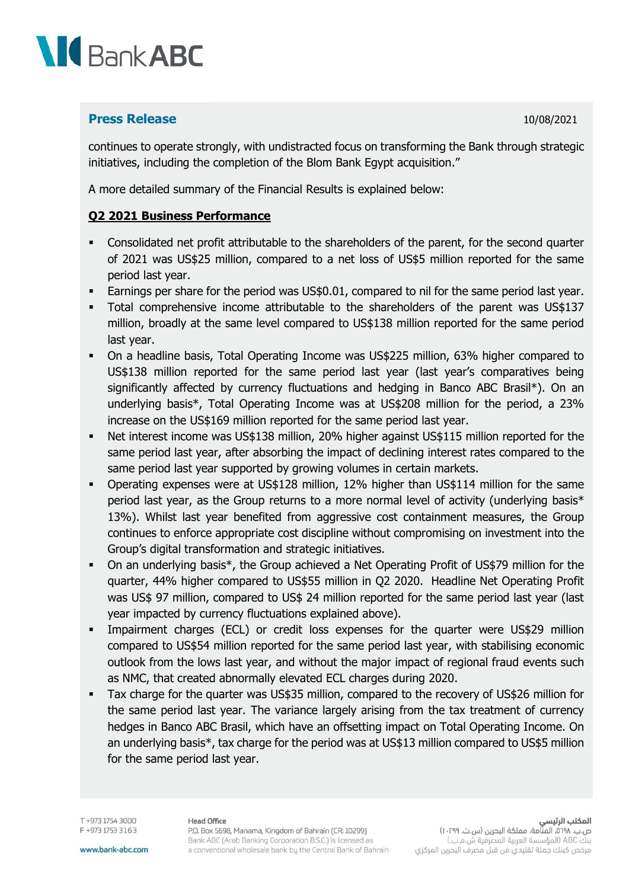continues to operate strongly, with undistracted focus on transforming the Bank through strategic initiatives, including the completion of the Blom Bank Egypt acquisition."

A more detailed summary of the Financial Results is explained below:

**Q2 2021 Business Performance**

- Consolidated net profit attributable to the shareholders of the parent, for the second quarter of 2021 was US$25 million, compared to a net loss of US$5 million reported for the same period last year.
- Earnings per share for the period was US$0.01, compared to nil for the same period last year.
- Total comprehensive income attributable to the shareholders of the parent was US$137 million, broadly at the same level compared to US$138 million reported for the same period last year.
- On a headline basis, Total Operating Income was US$225 million, 63% higher compared to US$138 million reported for the same period last year (last year's comparatives being significantly affected by currency fluctuations and hedging in Banco ABC Brasil*). On an underlying basis*, Total Operating Income was at US$208 million for the period, a 23% increase on the US$169 million reported for the same period last year.
- Net interest income was US$138 million, 20% higher against US$115 million reported for the same period last year, after absorbing the impact of declining interest rates compared to the same period last year supported by growing volumes in certain markets.
- Operating expenses were at US$128 million, 12% higher than US$114 million for the same period last year, as the Group returns to a more normal level of activity (underlying basis* 13%). Whilst last year benefited from aggressive cost containment measures, the Group continues to enforce appropriate cost discipline without compromising on investment into the Group's digital transformation and strategic initiatives.
- On an underlying basis*, the Group achieved a Net Operating Profit of US$79 million for the quarter, 44% higher compared to US$55 million in Q2 2020. Headline Net Operating Profit was US$ 97 million, compared to US$ 24 million reported for the same period last year (last year impacted by currency fluctuations explained above).
- Impairment charges (ECL) or credit loss expenses for the quarter were US$29 million compared to US$54 million reported for the same period last year, with stabilising economic outlook from the lows last year, and without the major impact of regional fraud events such as NMC, that created abnormally elevated ECL charges during 2020.
- Tax charge for the quarter was US$35 million, compared to the recovery of US$26 million for the same period last year. The variance largely arising from the tax treatment of currency hedges in Banco ABC Brasil, which have an offsetting impact on Total Operating Income. On an underlying basis*, tax charge for the period was at US$13 million compared to US$5 million for the same period last year.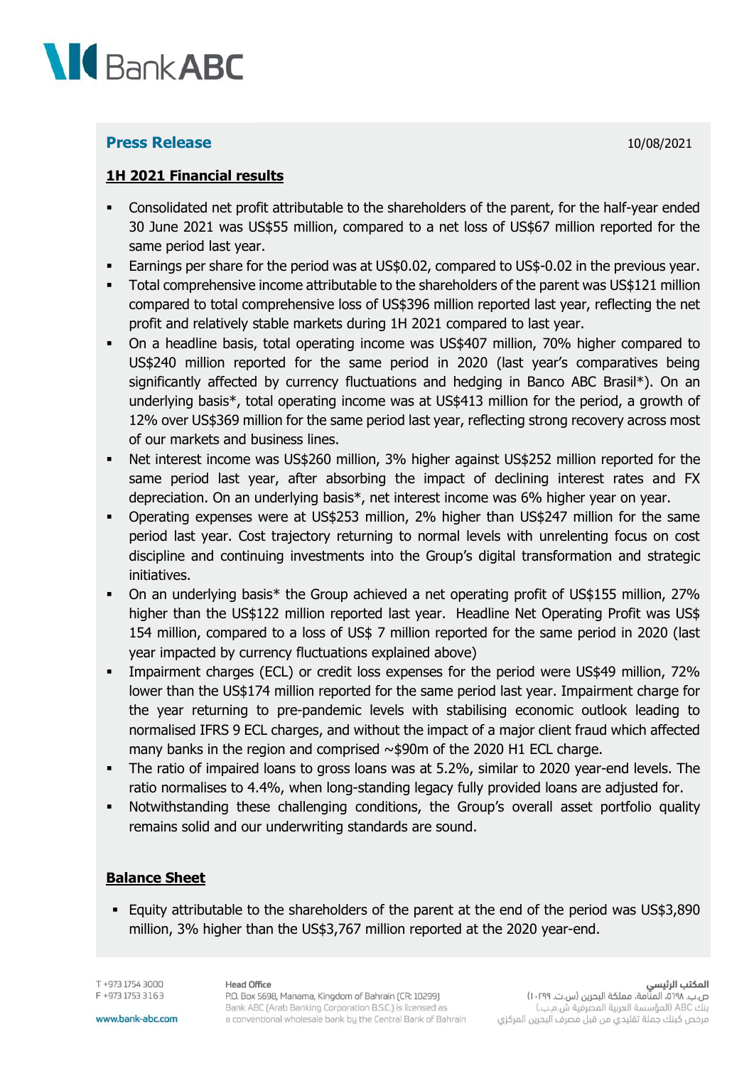Press Release

10/08/2021

## 1H 2021 Financial results

- Consolidated net profit attributable to the shareholders of the parent, for the half-year ended 30 June 2021 was US$55 million, compared to a net loss of US$67 million reported for the same period last year.
- Earnings per share for the period was at US$0.02, compared to US$-0.02 in the previous year.
- Total comprehensive income attributable to the shareholders of the parent was US$121 million compared to total comprehensive loss of US$396 million reported last year, reflecting the net profit and relatively stable markets during 1H 2021 compared to last year.
- On a headline basis, total operating income was US$407 million, 70% higher compared to US$240 million reported for the same period in 2020 (last year's comparatives being significantly affected by currency fluctuations and hedging in Banco ABC Brasil*). On an underlying basis*, total operating income was at US$413 million for the period, a growth of 12% over US$369 million for the same period last year, reflecting strong recovery across most of our markets and business lines.
- Net interest income was US$260 million, 3% higher against US$252 million reported for the same period last year, after absorbing the impact of declining interest rates and FX depreciation. On an underlying basis*, net interest income was 6% higher year on year.
- Operating expenses were at US$253 million, 2% higher than US$247 million for the same period last year. Cost trajectory returning to normal levels with unrelenting focus on cost discipline and continuing investments into the Group's digital transformation and strategic initiatives.
- On an underlying basis* the Group achieved a net operating profit of US$155 million, 27% higher than the US$122 million reported last year. Headline Net Operating Profit was US$ 154 million, compared to a loss of US$ 7 million reported for the same period in 2020 (last year impacted by currency fluctuations explained above)
- Impairment charges (ECL) or credit loss expenses for the period were US$49 million, 72% lower than the US$174 million reported for the same period last year. Impairment charge for the year returning to pre-pandemic levels with stabilising economic outlook leading to normalised IFRS 9 ECL charges, and without the impact of a major client fraud which affected many banks in the region and comprised ~$90m of the 2020 H1 ECL charge.
- The ratio of impaired loans to gross loans was at 5.2%, similar to 2020 year-end levels. The ratio normalises to 4.4%, when long-standing legacy fully provided loans are adjusted for.
- Notwithstanding these challenging conditions, the Group's overall asset portfolio quality remains solid and our underwriting standards are sound.

## Balance Sheet

- Equity attributable to the shareholders of the parent at the end of the period was US$3,890 million, 3% higher than the US$3,767 million reported at the 2020 year-end.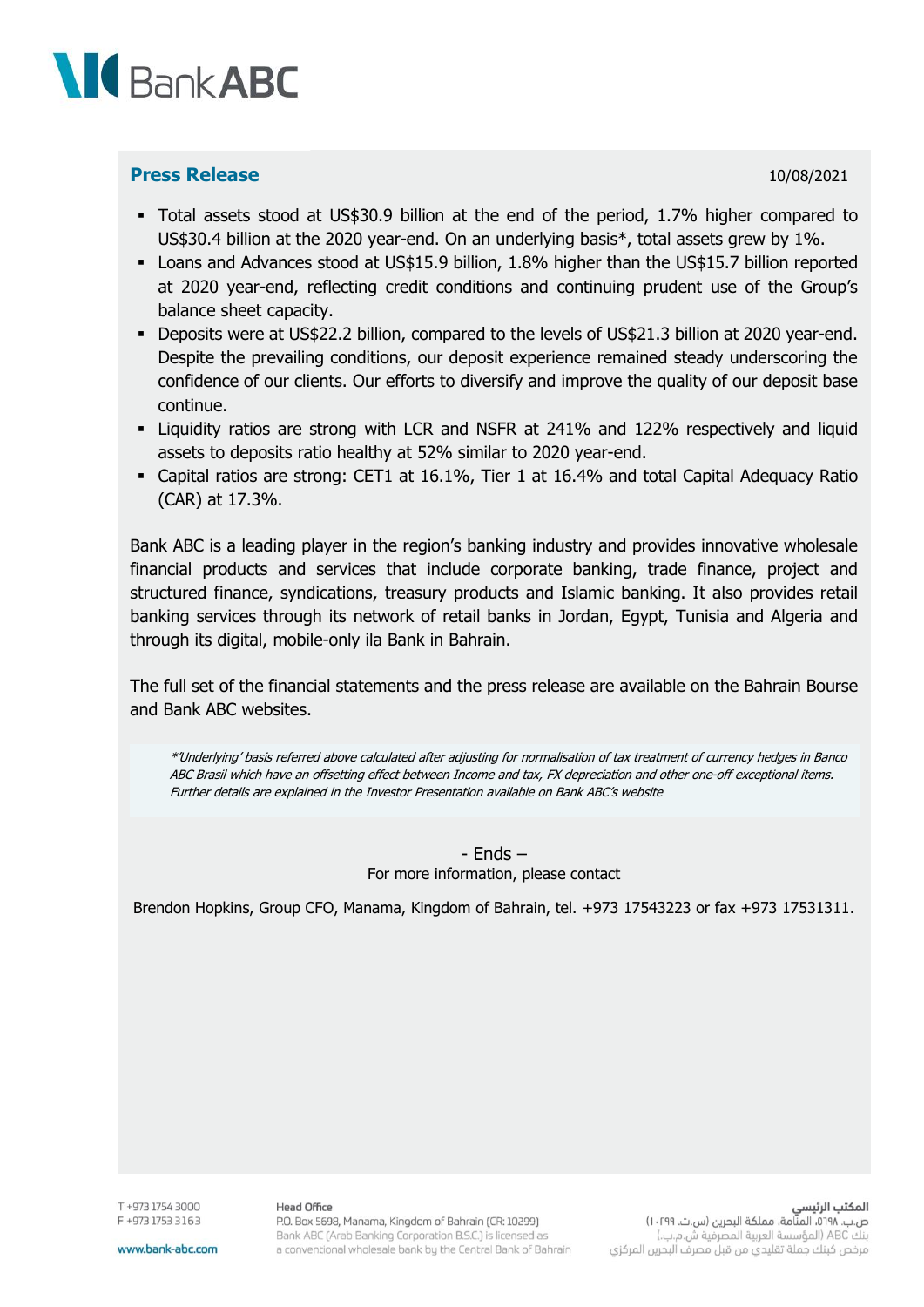## Press Release

10/08/2021

- Total assets stood at US$30.9 billion at the end of the period, 1.7% higher compared to US$30.4 billion at the 2020 year-end. On an underlying basis*, total assets grew by 1%.
- Loans and Advances stood at US$15.9 billion, 1.8% higher than the US$15.7 billion reported at 2020 year-end, reflecting credit conditions and continuing prudent use of the Group's balance sheet capacity.
- Deposits were at US$22.2 billion, compared to the levels of US$21.3 billion at 2020 year-end. Despite the prevailing conditions, our deposit experience remained steady underscoring the confidence of our clients. Our efforts to diversify and improve the quality of our deposit base continue.
- Liquidity ratios are strong with LCR and NSFR at 241% and 122% respectively and liquid assets to deposits ratio healthy at 52% similar to 2020 year-end.
- Capital ratios are strong: CET1 at 16.1%, Tier 1 at 16.4% and total Capital Adequacy Ratio (CAR) at 17.3%.

Bank ABC is a leading player in the region's banking industry and provides innovative wholesale financial products and services that include corporate banking, trade finance, project and structured finance, syndications, treasury products and Islamic banking. It also provides retail banking services through its network of retail banks in Jordan, Egypt, Tunisia and Algeria and through its digital, mobile-only ila Bank in Bahrain.

The full set of the financial statements and the press release are available on the Bahrain Bourse and Bank ABC websites.

*\*'Underlying' basis referred above calculated after adjusting for normalisation of tax treatment of currency hedges in Banco ABC Brasil which have an offsetting effect between Income and tax, FX depreciation and other one-off exceptional items. Further details are explained in the Investor Presentation available on Bank ABC's website*

- Ends –

For more information, please contact

Brendon Hopkins, Group CFO, Manama, Kingdom of Bahrain, tel. +973 17543223 or fax +973 17531311.

T +973 1754 3000
F +973 1753 3163
www.bank-abc.com

Head Office
P.O. Box 5698, Manama, Kingdom of Bahrain (CR: 10299)
Bank ABC (Arab Banking Corporation B.S.C.) is licensed as a conventional wholesale bank by the Central Bank of Bahrain

المكتب الرئيسي
ص.ب. ٥٦٩٨، المنامة، مملكة البحرين (س.ت. ١٠٢٩٩)
بنك ABC (المؤسسة العربية المصرفية ش.م.ب.)
مرخص كبنك جملة تقليدي من قبل مصرف البحرين المركزي